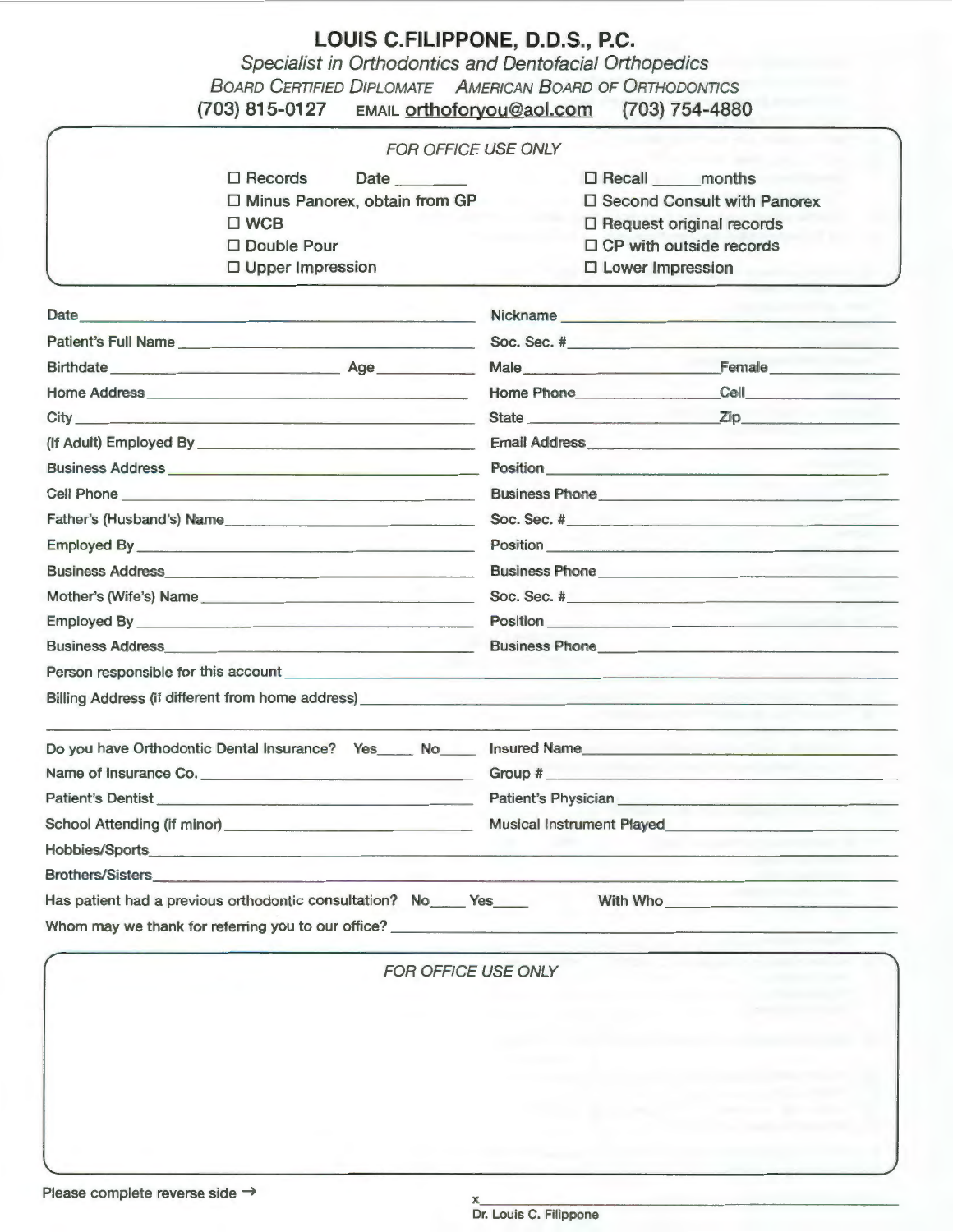# LOUIS C.FILIPPONE, D.D.S., P.C.

*Specialist in Orthodontics and Dentofacial Orthopedics*

BOARD CERTIFIED DIPLOMATE AMERICAN BOARD OF ORTHODONTICS

(703) 815-0127 EMAIL orthoforyou@aol.com (703) 754-4880

---

*FOR OFFICE USE ONLY*

- ☐ Records Date ________
- ☐ Minus Panorex, obtain from GP
- ☐ WCB
- ☐ Double Pour
- ☐ Upper Impression
- ☐ Recall ______ months
- ☐ Second Consult with Panorex
- ☐ Request original records
- ☐ CP with outside records
- ☐ Lower Impression

---

Date ________________________ Nickname ________________________

Patient's Full Name ________________________ Soc. Sec. # ________________________

Birthdate ________________ Age ________ Male ________________ Female ________

Home Address ________________________ Home Phone ________________ Cell ________

City ________________________ State ________________ Zip ________

(If Adult) Employed By ________________________ Email Address ________________________

Business Address ________________________ Position ________________________

Cell Phone ________________________ Business Phone ________________________

Father's (Husband's) Name ________________________ Soc. Sec. # ________________________

Employed By ________________________ Position ________________________

Business Address ________________________ Business Phone ________________________

Mother's (Wife's) Name ________________________ Soc. Sec. # ________________________

Employed By ________________________ Position ________________________

Business Address ________________________ Business Phone ________________________

Person responsible for this account ________________________________________________

Billing Address (if different from home address) ________________________________________________

________________________________________________

Do you have Orthodontic Dental Insurance? Yes_____ No_____ Insured Name ________________________

Name of Insurance Co. ________________________ Group # ________________________

Patient's Dentist ________________________ Patient's Physician ________________________

School Attending (if minor) ________________________ Musical Instrument Played ________________________

Hobbies/Sports ________________________________________________

Brothers/Sisters ________________________________________________

Has patient had a previous orthodontic consultation? No_____ Yes_____ With Who ________________________

Whom may we thank for referring you to our office? ________________________________________________

---

*FOR OFFICE USE ONLY*

---

Please complete reverse side →

x ________________________

Dr. Louis C. Filippone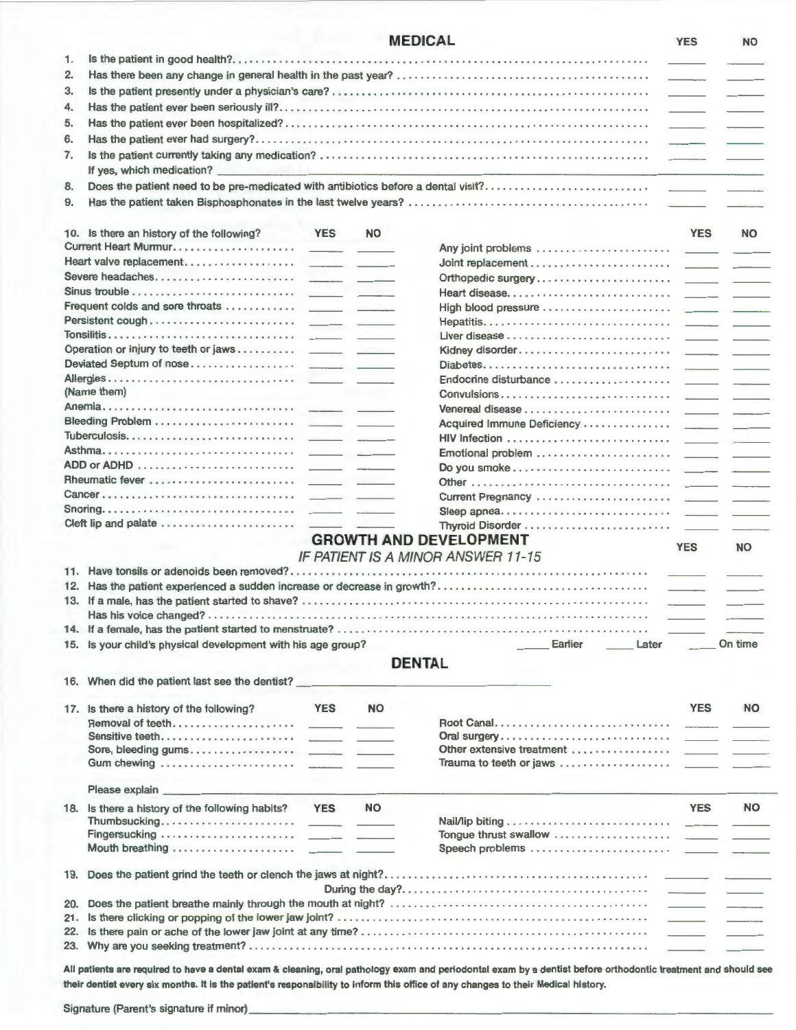## MEDICAL

| | | YES | NO |
|---|---|---|---|
| 1. | Is the patient in good health? | ____ | ____ |
| 2. | Has there been any change in general health in the past year? | ____ | ____ |
| 3. | Is the patient presently under a physician's care? | ____ | ____ |
| 4. | Has the patient ever been seriously ill? | ____ | ____ |
| 5. | Has the patient ever been hospitalized? | ____ | ____ |
| 6. | Has the patient ever had surgery? | ____ | ____ |
| 7. | Is the patient currently taking any medication? | ____ | ____ |
| | If yes, which medication? ____________ | | |
| 8. | Does the patient need to be pre-medicated with antibiotics before a dental visit? | ____ | ____ |
| 9. | Has the patient taken Bisphosphonates in the last twelve years? | ____ | ____ |

10. Is there an history of the following?

| | YES | NO | | YES | NO |
|---|---|---|---|---|---|
| Current Heart Murmur | ____ | ____ | Any joint problems | ____ | ____ |
| Heart valve replacement | ____ | ____ | Joint replacement | ____ | ____ |
| Severe headaches | ____ | ____ | Orthopedic surgery | ____ | ____ |
| Sinus trouble | ____ | ____ | Heart disease | ____ | ____ |
| Frequent colds and sore throats | ____ | ____ | High blood pressure | ____ | ____ |
| Persistent cough | ____ | ____ | Hepatitis | ____ | ____ |
| Tonsilitis | ____ | ____ | Liver disease | ____ | ____ |
| Operation or injury to teeth or jaws | ____ | ____ | Kidney disorder | ____ | ____ |
| Deviated Septum of nose | ____ | ____ | Diabetes | ____ | ____ |
| Allergies | ____ | ____ | Endocrine disturbance | ____ | ____ |
| (Name them) | | | Convulsions | ____ | ____ |
| Anemia | ____ | ____ | Venereal disease | ____ | ____ |
| Bleeding Problem | ____ | ____ | Acquired Immune Deficiency | ____ | ____ |
| Tuberculosis | ____ | ____ | HIV Infection | ____ | ____ |
| Asthma | ____ | ____ | Emotional problem | ____ | ____ |
| ADD or ADHD | ____ | ____ | Do you smoke | ____ | ____ |
| Rheumatic fever | ____ | ____ | Other | ____ | ____ |
| Cancer | ____ | ____ | Current Pregnancy | ____ | ____ |
| Snoring | ____ | ____ | Sleep apnea | ____ | ____ |
| Cleft lip and palate | ____ | ____ | Thyroid Disorder | ____ | ____ |

## GROWTH AND DEVELOPMENT

*IF PATIENT IS A MINOR ANSWER 11-15*

| | | YES | NO |
|---|---|---|---|
| 11. | Have tonsils or adenoids been removed? | ____ | ____ |
| 12. | Has the patient experienced a sudden increase or decrease in growth? | ____ | ____ |
| 13. | If a male, has the patient started to shave? | ____ | ____ |
| | Has his voice changed? | ____ | ____ |
| 14. | If a female, has the patient started to menstruate? | ____ | ____ |

15. Is your child's physical development with his age group? ____ Earlier ____ Later ____ On time

## DENTAL

16. When did the patient last see the dentist? ____________

17. Is there a history of the following?

| | YES | NO | | YES | NO |
|---|---|---|---|---|---|
| Removal of teeth | ____ | ____ | Root Canal | ____ | ____ |
| Sensitive teeth | ____ | ____ | Oral surgery | ____ | ____ |
| Sore, bleeding gums | ____ | ____ | Other extensive treatment | ____ | ____ |
| Gum chewing | ____ | ____ | Trauma to teeth or jaws | ____ | ____ |

Please explain ____________

18. Is there a history of the following habits?

| | YES | NO | | YES | NO |
|---|---|---|---|---|---|
| Thumbsucking | ____ | ____ | Nail/lip biting | ____ | ____ |
| Fingersucking | ____ | ____ | Tongue thrust swallow | ____ | ____ |
| Mouth breathing | ____ | ____ | Speech problems | ____ | ____ |

| | | YES | NO |
|---|---|---|---|
| 19. | Does the patient grind the teeth or clench the jaws at night? | ____ | ____ |
| | During the day? | ____ | ____ |
| 20. | Does the patient breathe mainly through the mouth at night? | ____ | ____ |
| 21. | Is there clicking or popping of the lower jaw joint? | ____ | ____ |
| 22. | Is there pain or ache of the lower jaw joint at any time? | ____ | ____ |
| 23. | Why are you seeking treatment? | ____ | ____ |

**All patients are required to have a dental exam & cleaning, oral pathology exam and periodontal exam by a dentist before orthodontic treatment and should see their dentist every six months. It is the patient's responsibility to inform this office of any changes to their Medical history.**

Signature (Parent's signature if minor) ____________